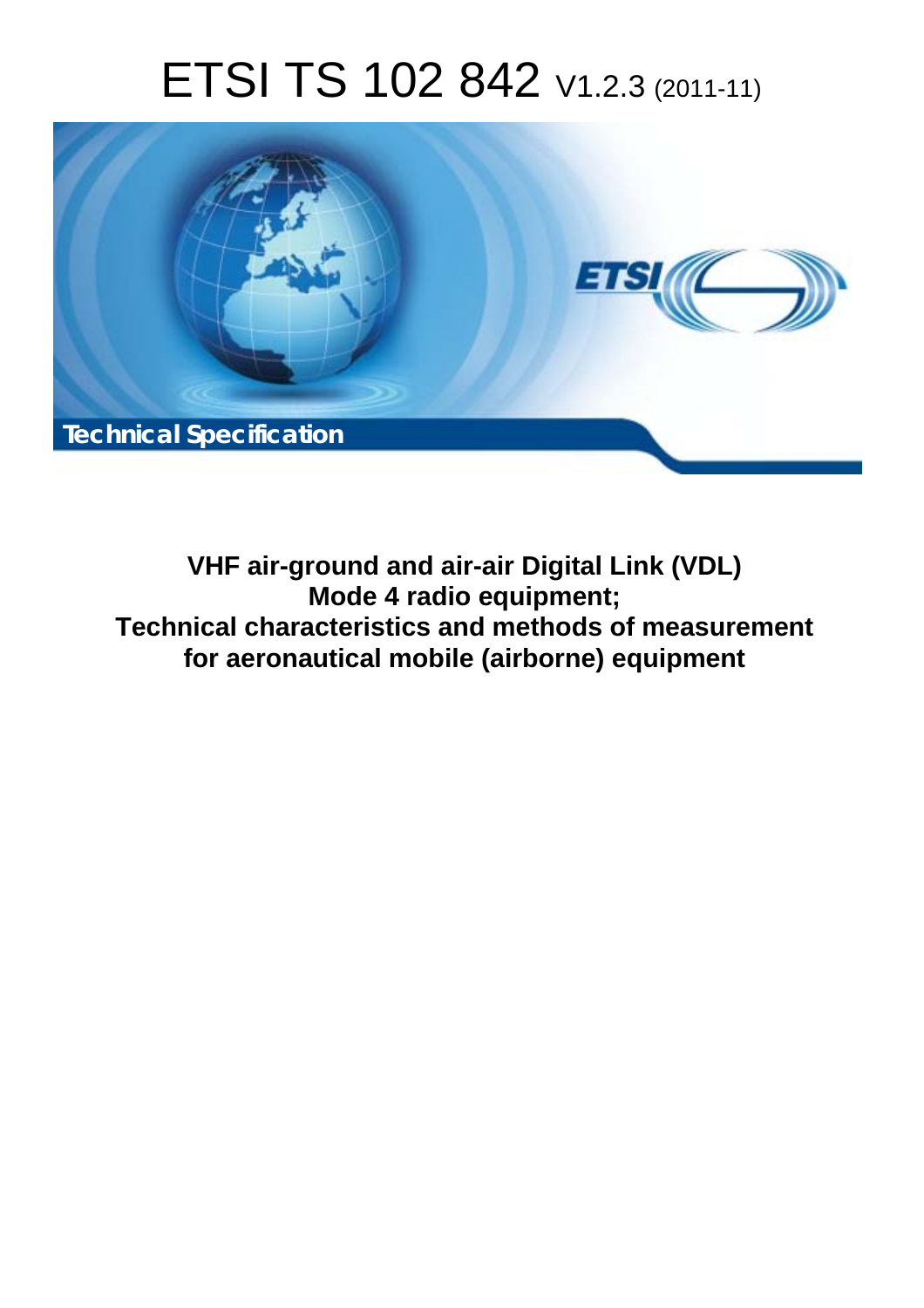# ETSI TS 102 842 V1.2.3 (2011-11)

Technical Specification

**VHF air-ground and air-air Digital Link (VDL) Mode 4 radio equipment; Technical characteristics and methods of measurement for aeronautical mobile (airborne) equipment**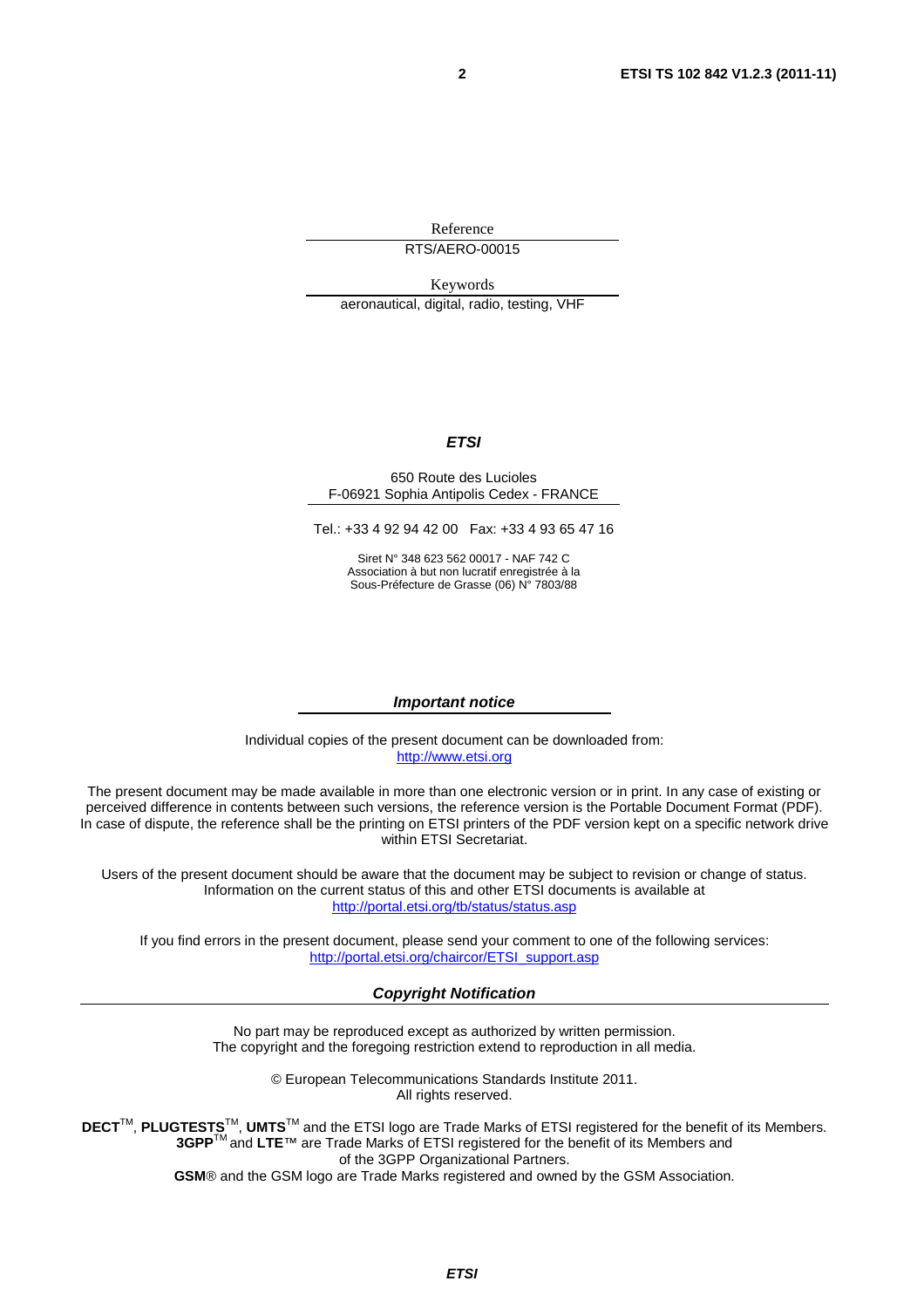Reference

RTS/AERO-00015

Keywords

aeronautical, digital, radio, testing, VHF

***ETSI***

650 Route des Lucioles
F-06921 Sophia Antipolis Cedex - FRANCE

Tel.: +33 4 92 94 42 00   Fax: +33 4 93 65 47 16

Siret N° 348 623 562 00017 - NAF 742 C
Association à but non lucratif enregistrée à la
Sous-Préfecture de Grasse (06) N° 7803/88

***Important notice***

Individual copies of the present document can be downloaded from:
http://www.etsi.org

The present document may be made available in more than one electronic version or in print. In any case of existing or perceived difference in contents between such versions, the reference version is the Portable Document Format (PDF). In case of dispute, the reference shall be the printing on ETSI printers of the PDF version kept on a specific network drive within ETSI Secretariat.

Users of the present document should be aware that the document may be subject to revision or change of status. Information on the current status of this and other ETSI documents is available at
http://portal.etsi.org/tb/status/status.asp

If you find errors in the present document, please send your comment to one of the following services:
http://portal.etsi.org/chaircor/ETSI_support.asp

***Copyright Notification***

No part may be reproduced except as authorized by written permission.
The copyright and the foregoing restriction extend to reproduction in all media.

© European Telecommunications Standards Institute 2011.
All rights reserved.

**DECT**™, **PLUGTESTS**™, **UMTS**™ and the ETSI logo are Trade Marks of ETSI registered for the benefit of its Members.
**3GPP**™ and **LTE**™ are Trade Marks of ETSI registered for the benefit of its Members and of the 3GPP Organizational Partners.
**GSM**® and the GSM logo are Trade Marks registered and owned by the GSM Association.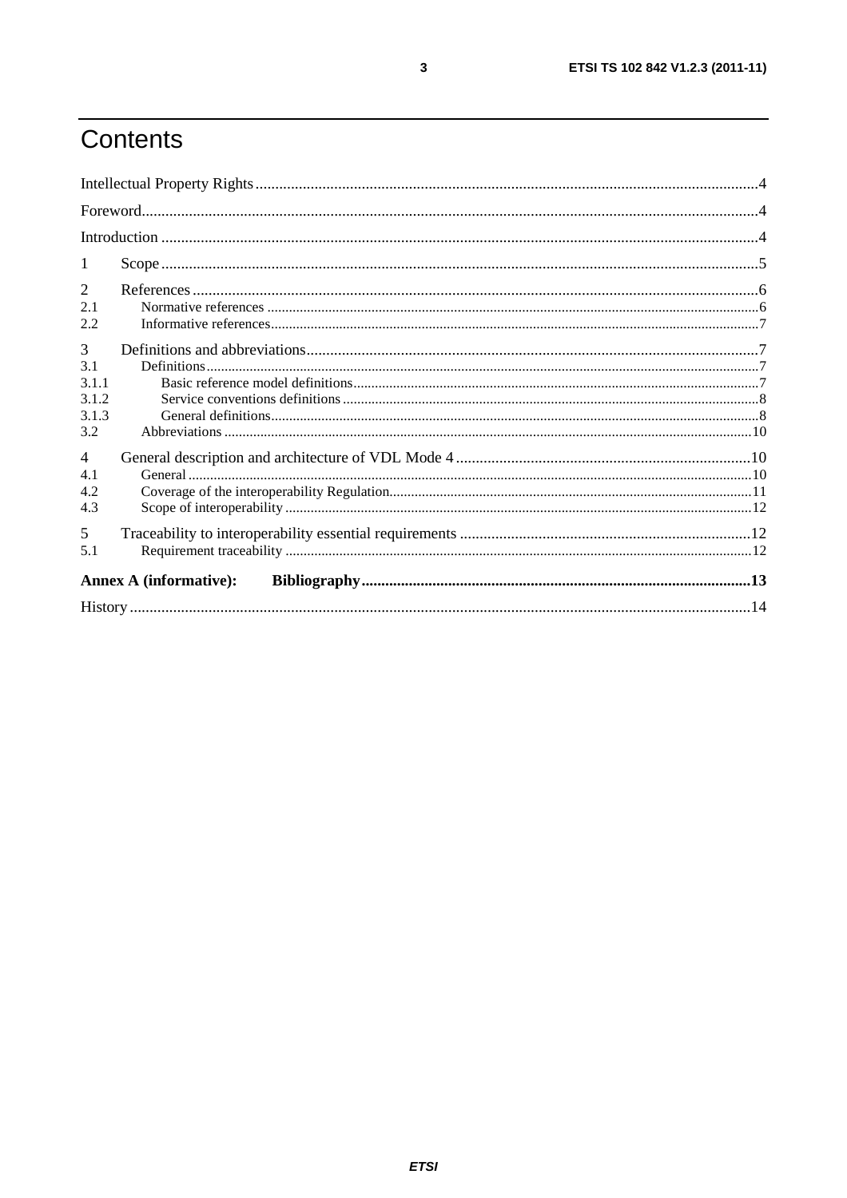# Contents

Intellectual Property Rights ..... 4

Foreword ..... 4

Introduction ..... 4

1 Scope ..... 5

2 References ..... 6
- 2.1 Normative references ..... 6
- 2.2 Informative references ..... 7

3 Definitions and abbreviations ..... 7
- 3.1 Definitions ..... 7
  - 3.1.1 Basic reference model definitions ..... 7
  - 3.1.2 Service conventions definitions ..... 8
  - 3.1.3 General definitions ..... 8
- 3.2 Abbreviations ..... 10

4 General description and architecture of VDL Mode 4 ..... 10
- 4.1 General ..... 10
- 4.2 Coverage of the interoperability Regulation ..... 11
- 4.3 Scope of interoperability ..... 12

5 Traceability to interoperability essential requirements ..... 12
- 5.1 Requirement traceability ..... 12

**Annex A (informative): Bibliography ..... 13**

History ..... 14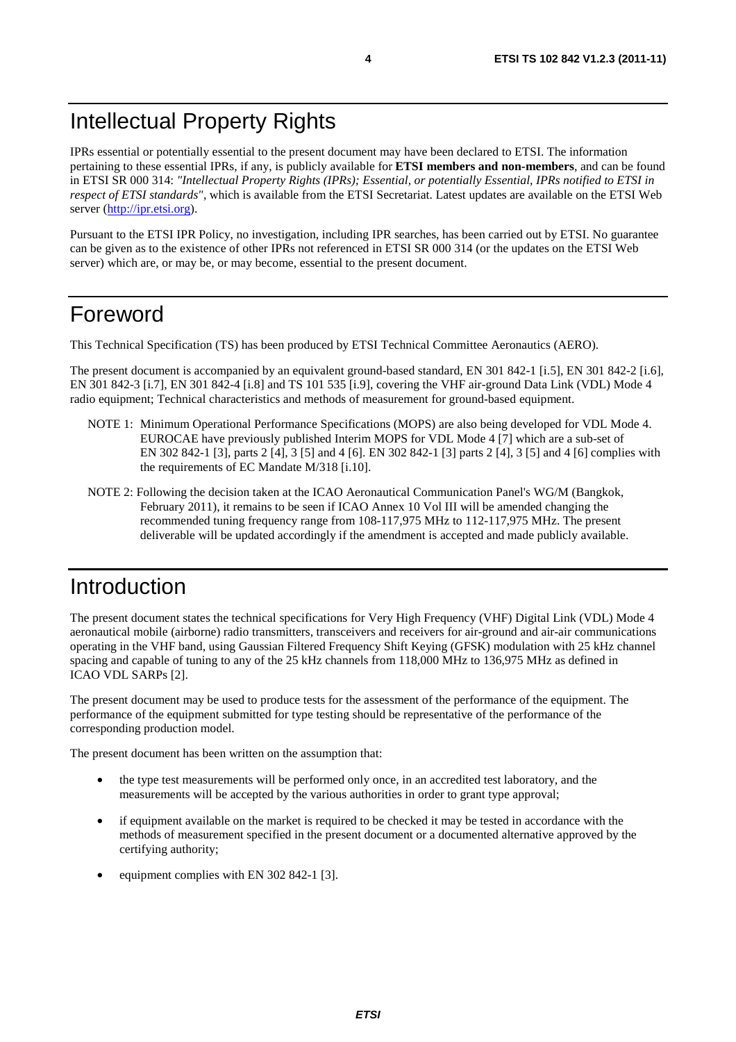# Intellectual Property Rights

IPRs essential or potentially essential to the present document may have been declared to ETSI. The information pertaining to these essential IPRs, if any, is publicly available for **ETSI members and non-members**, and can be found in ETSI SR 000 314: *"Intellectual Property Rights (IPRs); Essential, or potentially Essential, IPRs notified to ETSI in respect of ETSI standards"*, which is available from the ETSI Secretariat. Latest updates are available on the ETSI Web server (http://ipr.etsi.org).

Pursuant to the ETSI IPR Policy, no investigation, including IPR searches, has been carried out by ETSI. No guarantee can be given as to the existence of other IPRs not referenced in ETSI SR 000 314 (or the updates on the ETSI Web server) which are, or may be, or may become, essential to the present document.

# Foreword

This Technical Specification (TS) has been produced by ETSI Technical Committee Aeronautics (AERO).

The present document is accompanied by an equivalent ground-based standard, EN 301 842-1 [i.5], EN 301 842-2 [i.6], EN 301 842-3 [i.7], EN 301 842-4 [i.8] and TS 101 535 [i.9], covering the VHF air-ground Data Link (VDL) Mode 4 radio equipment; Technical characteristics and methods of measurement for ground-based equipment.

NOTE 1: Minimum Operational Performance Specifications (MOPS) are also being developed for VDL Mode 4. EUROCAE have previously published Interim MOPS for VDL Mode 4 [7] which are a sub-set of EN 302 842-1 [3], parts 2 [4], 3 [5] and 4 [6]. EN 302 842-1 [3] parts 2 [4], 3 [5] and 4 [6] complies with the requirements of EC Mandate M/318 [i.10].

NOTE 2: Following the decision taken at the ICAO Aeronautical Communication Panel's WG/M (Bangkok, February 2011), it remains to be seen if ICAO Annex 10 Vol III will be amended changing the recommended tuning frequency range from 108-117,975 MHz to 112-117,975 MHz. The present deliverable will be updated accordingly if the amendment is accepted and made publicly available.

# Introduction

The present document states the technical specifications for Very High Frequency (VHF) Digital Link (VDL) Mode 4 aeronautical mobile (airborne) radio transmitters, transceivers and receivers for air-ground and air-air communications operating in the VHF band, using Gaussian Filtered Frequency Shift Keying (GFSK) modulation with 25 kHz channel spacing and capable of tuning to any of the 25 kHz channels from 118,000 MHz to 136,975 MHz as defined in ICAO VDL SARPs [2].

The present document may be used to produce tests for the assessment of the performance of the equipment. The performance of the equipment submitted for type testing should be representative of the performance of the corresponding production model.

The present document has been written on the assumption that:

- the type test measurements will be performed only once, in an accredited test laboratory, and the measurements will be accepted by the various authorities in order to grant type approval;
- if equipment available on the market is required to be checked it may be tested in accordance with the methods of measurement specified in the present document or a documented alternative approved by the certifying authority;
- equipment complies with EN 302 842-1 [3].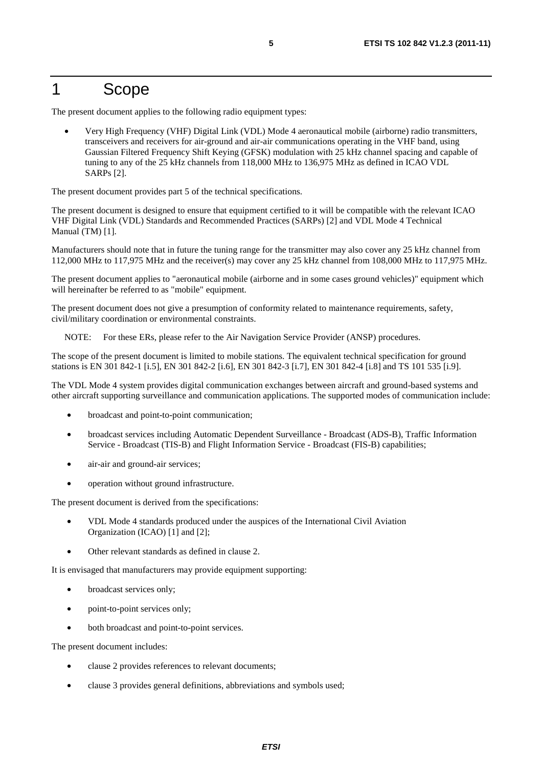# 1 Scope

The present document applies to the following radio equipment types:

- Very High Frequency (VHF) Digital Link (VDL) Mode 4 aeronautical mobile (airborne) radio transmitters, transceivers and receivers for air-ground and air-air communications operating in the VHF band, using Gaussian Filtered Frequency Shift Keying (GFSK) modulation with 25 kHz channel spacing and capable of tuning to any of the 25 kHz channels from 118,000 MHz to 136,975 MHz as defined in ICAO VDL SARPs [2].

The present document provides part 5 of the technical specifications.

The present document is designed to ensure that equipment certified to it will be compatible with the relevant ICAO VHF Digital Link (VDL) Standards and Recommended Practices (SARPs) [2] and VDL Mode 4 Technical Manual (TM) [1].

Manufacturers should note that in future the tuning range for the transmitter may also cover any 25 kHz channel from 112,000 MHz to 117,975 MHz and the receiver(s) may cover any 25 kHz channel from 108,000 MHz to 117,975 MHz.

The present document applies to "aeronautical mobile (airborne and in some cases ground vehicles)" equipment which will hereinafter be referred to as "mobile" equipment.

The present document does not give a presumption of conformity related to maintenance requirements, safety, civil/military coordination or environmental constraints.

NOTE: For these ERs, please refer to the Air Navigation Service Provider (ANSP) procedures.

The scope of the present document is limited to mobile stations. The equivalent technical specification for ground stations is EN 301 842-1 [i.5], EN 301 842-2 [i.6], EN 301 842-3 [i.7], EN 301 842-4 [i.8] and TS 101 535 [i.9].

The VDL Mode 4 system provides digital communication exchanges between aircraft and ground-based systems and other aircraft supporting surveillance and communication applications. The supported modes of communication include:

- broadcast and point-to-point communication;
- broadcast services including Automatic Dependent Surveillance - Broadcast (ADS-B), Traffic Information Service - Broadcast (TIS-B) and Flight Information Service - Broadcast (FIS-B) capabilities;
- air-air and ground-air services;
- operation without ground infrastructure.

The present document is derived from the specifications:

- VDL Mode 4 standards produced under the auspices of the International Civil Aviation Organization (ICAO) [1] and [2];
- Other relevant standards as defined in clause 2.

It is envisaged that manufacturers may provide equipment supporting:

- broadcast services only;
- point-to-point services only;
- both broadcast and point-to-point services.

The present document includes:

- clause 2 provides references to relevant documents;
- clause 3 provides general definitions, abbreviations and symbols used;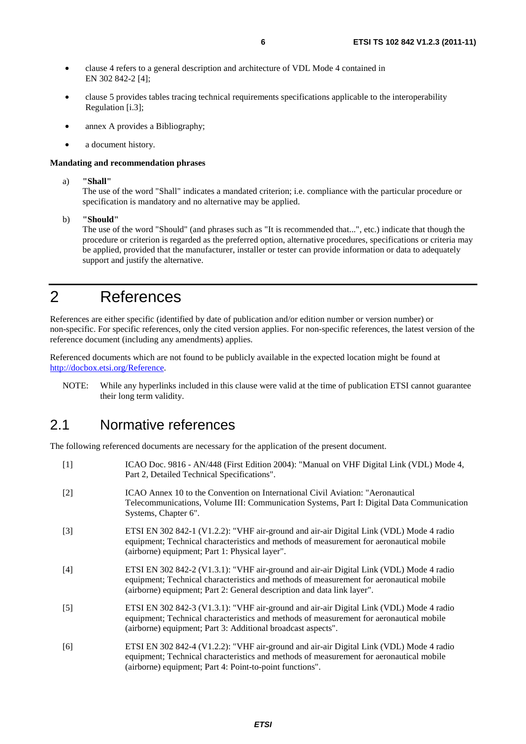- clause 4 refers to a general description and architecture of VDL Mode 4 contained in EN 302 842-2 [4];
- clause 5 provides tables tracing technical requirements specifications applicable to the interoperability Regulation [i.3];
- annex A provides a Bibliography;
- a document history.

**Mandating and recommendation phrases**

a) **"Shall"**
The use of the word "Shall" indicates a mandated criterion; i.e. compliance with the particular procedure or specification is mandatory and no alternative may be applied.

b) **"Should"**
The use of the word "Should" (and phrases such as "It is recommended that...", etc.) indicate that though the procedure or criterion is regarded as the preferred option, alternative procedures, specifications or criteria may be applied, provided that the manufacturer, installer or tester can provide information or data to adequately support and justify the alternative.

# 2 References

References are either specific (identified by date of publication and/or edition number or version number) or non-specific. For specific references, only the cited version applies. For non-specific references, the latest version of the reference document (including any amendments) applies.

Referenced documents which are not found to be publicly available in the expected location might be found at http://docbox.etsi.org/Reference.

NOTE: While any hyperlinks included in this clause were valid at the time of publication ETSI cannot guarantee their long term validity.

## 2.1 Normative references

The following referenced documents are necessary for the application of the present document.

[1] ICAO Doc. 9816 - AN/448 (First Edition 2004): "Manual on VHF Digital Link (VDL) Mode 4, Part 2, Detailed Technical Specifications".

[2] ICAO Annex 10 to the Convention on International Civil Aviation: "Aeronautical Telecommunications, Volume III: Communication Systems, Part I: Digital Data Communication Systems, Chapter 6".

[3] ETSI EN 302 842-1 (V1.2.2): "VHF air-ground and air-air Digital Link (VDL) Mode 4 radio equipment; Technical characteristics and methods of measurement for aeronautical mobile (airborne) equipment; Part 1: Physical layer".

[4] ETSI EN 302 842-2 (V1.3.1): "VHF air-ground and air-air Digital Link (VDL) Mode 4 radio equipment; Technical characteristics and methods of measurement for aeronautical mobile (airborne) equipment; Part 2: General description and data link layer".

[5] ETSI EN 302 842-3 (V1.3.1): "VHF air-ground and air-air Digital Link (VDL) Mode 4 radio equipment; Technical characteristics and methods of measurement for aeronautical mobile (airborne) equipment; Part 3: Additional broadcast aspects".

[6] ETSI EN 302 842-4 (V1.2.2): "VHF air-ground and air-air Digital Link (VDL) Mode 4 radio equipment; Technical characteristics and methods of measurement for aeronautical mobile (airborne) equipment; Part 4: Point-to-point functions".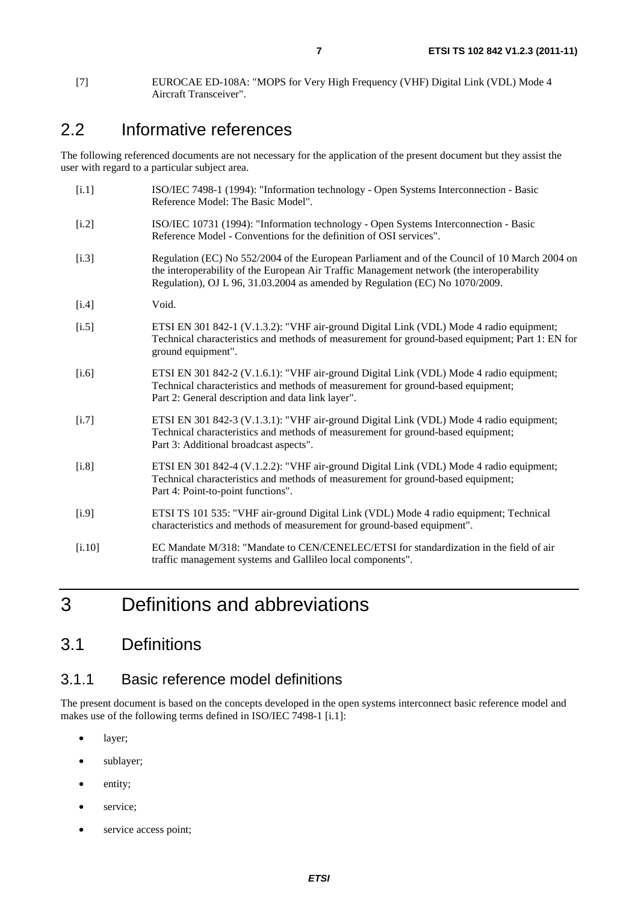[7] EUROCAE ED-108A: "MOPS for Very High Frequency (VHF) Digital Link (VDL) Mode 4 Aircraft Transceiver".

## 2.2 Informative references

The following referenced documents are not necessary for the application of the present document but they assist the user with regard to a particular subject area.

[i.1] ISO/IEC 7498-1 (1994): "Information technology - Open Systems Interconnection - Basic Reference Model: The Basic Model".

[i.2] ISO/IEC 10731 (1994): "Information technology - Open Systems Interconnection - Basic Reference Model - Conventions for the definition of OSI services".

[i.3] Regulation (EC) No 552/2004 of the European Parliament and of the Council of 10 March 2004 on the interoperability of the European Air Traffic Management network (the interoperability Regulation), OJ L 96, 31.03.2004 as amended by Regulation (EC) No 1070/2009.

[i.4] Void.

[i.5] ETSI EN 301 842-1 (V.1.3.2): "VHF air-ground Digital Link (VDL) Mode 4 radio equipment; Technical characteristics and methods of measurement for ground-based equipment; Part 1: EN for ground equipment".

[i.6] ETSI EN 301 842-2 (V.1.6.1): "VHF air-ground Digital Link (VDL) Mode 4 radio equipment; Technical characteristics and methods of measurement for ground-based equipment; Part 2: General description and data link layer".

[i.7] ETSI EN 301 842-3 (V.1.3.1): "VHF air-ground Digital Link (VDL) Mode 4 radio equipment; Technical characteristics and methods of measurement for ground-based equipment; Part 3: Additional broadcast aspects".

[i.8] ETSI EN 301 842-4 (V.1.2.2): "VHF air-ground Digital Link (VDL) Mode 4 radio equipment; Technical characteristics and methods of measurement for ground-based equipment; Part 4: Point-to-point functions".

[i.9] ETSI TS 101 535: "VHF air-ground Digital Link (VDL) Mode 4 radio equipment; Technical characteristics and methods of measurement for ground-based equipment".

[i.10] EC Mandate M/318: "Mandate to CEN/CENELEC/ETSI for standardization in the field of air traffic management systems and Gallileo local components".

# 3 Definitions and abbreviations

## 3.1 Definitions

### 3.1.1 Basic reference model definitions

The present document is based on the concepts developed in the open systems interconnect basic reference model and makes use of the following terms defined in ISO/IEC 7498-1 [i.1]:

- layer;
- sublayer;
- entity;
- service;
- service access point;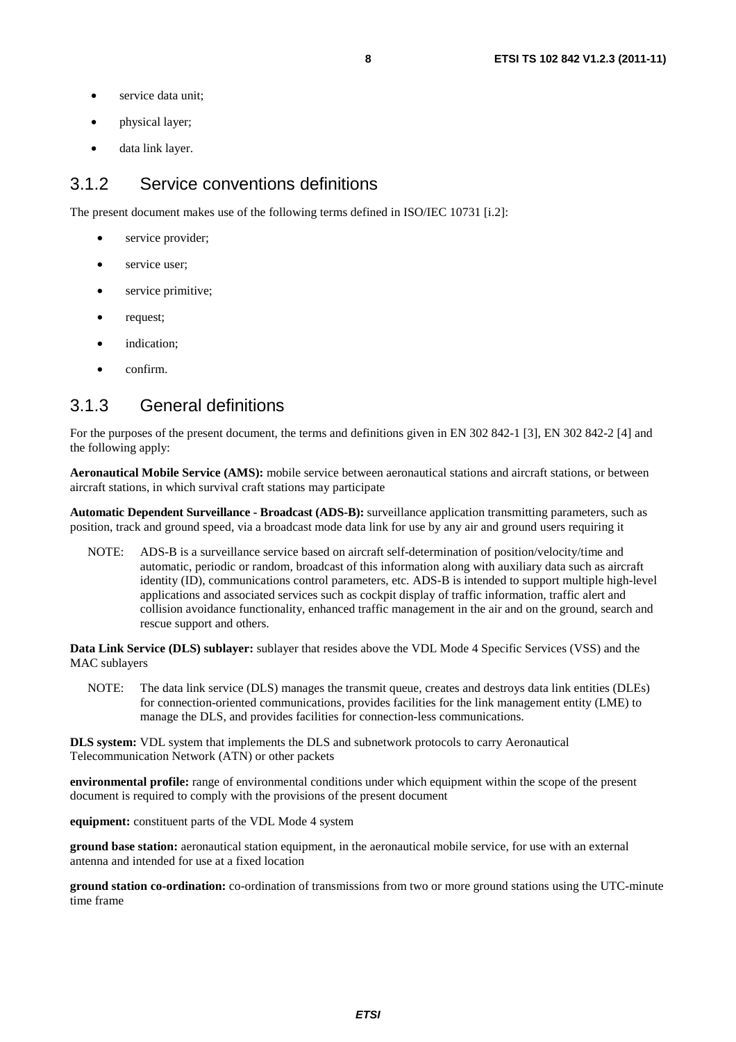- service data unit;
- physical layer;
- data link layer.

### 3.1.2 Service conventions definitions

The present document makes use of the following terms defined in ISO/IEC 10731 [i.2]:

- service provider;
- service user;
- service primitive;
- request;
- indication;
- confirm.

### 3.1.3 General definitions

For the purposes of the present document, the terms and definitions given in EN 302 842-1 [3], EN 302 842-2 [4] and the following apply:

**Aeronautical Mobile Service (AMS):** mobile service between aeronautical stations and aircraft stations, or between aircraft stations, in which survival craft stations may participate

**Automatic Dependent Surveillance - Broadcast (ADS-B):** surveillance application transmitting parameters, such as position, track and ground speed, via a broadcast mode data link for use by any air and ground users requiring it

NOTE: ADS-B is a surveillance service based on aircraft self-determination of position/velocity/time and automatic, periodic or random, broadcast of this information along with auxiliary data such as aircraft identity (ID), communications control parameters, etc. ADS-B is intended to support multiple high-level applications and associated services such as cockpit display of traffic information, traffic alert and collision avoidance functionality, enhanced traffic management in the air and on the ground, search and rescue support and others.

**Data Link Service (DLS) sublayer:** sublayer that resides above the VDL Mode 4 Specific Services (VSS) and the MAC sublayers

NOTE: The data link service (DLS) manages the transmit queue, creates and destroys data link entities (DLEs) for connection-oriented communications, provides facilities for the link management entity (LME) to manage the DLS, and provides facilities for connection-less communications.

**DLS system:** VDL system that implements the DLS and subnetwork protocols to carry Aeronautical Telecommunication Network (ATN) or other packets

**environmental profile:** range of environmental conditions under which equipment within the scope of the present document is required to comply with the provisions of the present document

**equipment:** constituent parts of the VDL Mode 4 system

**ground base station:** aeronautical station equipment, in the aeronautical mobile service, for use with an external antenna and intended for use at a fixed location

**ground station co-ordination:** co-ordination of transmissions from two or more ground stations using the UTC-minute time frame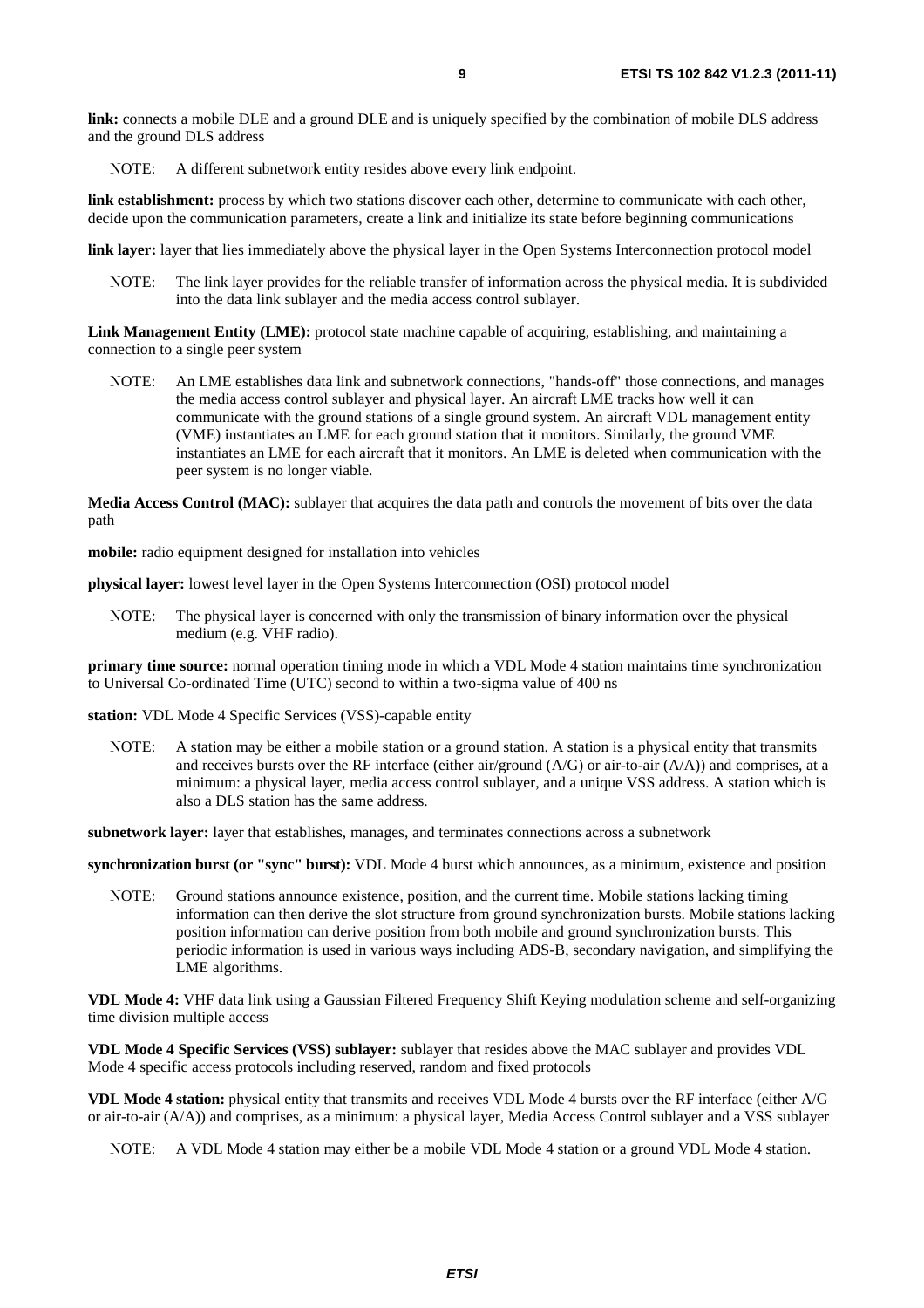**link:** connects a mobile DLE and a ground DLE and is uniquely specified by the combination of mobile DLS address and the ground DLS address

NOTE: A different subnetwork entity resides above every link endpoint.

**link establishment:** process by which two stations discover each other, determine to communicate with each other, decide upon the communication parameters, create a link and initialize its state before beginning communications

**link layer:** layer that lies immediately above the physical layer in the Open Systems Interconnection protocol model

NOTE: The link layer provides for the reliable transfer of information across the physical media. It is subdivided into the data link sublayer and the media access control sublayer.

**Link Management Entity (LME):** protocol state machine capable of acquiring, establishing, and maintaining a connection to a single peer system

NOTE: An LME establishes data link and subnetwork connections, "hands-off" those connections, and manages the media access control sublayer and physical layer. An aircraft LME tracks how well it can communicate with the ground stations of a single ground system. An aircraft VDL management entity (VME) instantiates an LME for each ground station that it monitors. Similarly, the ground VME instantiates an LME for each aircraft that it monitors. An LME is deleted when communication with the peer system is no longer viable.

**Media Access Control (MAC):** sublayer that acquires the data path and controls the movement of bits over the data path

**mobile:** radio equipment designed for installation into vehicles

**physical layer:** lowest level layer in the Open Systems Interconnection (OSI) protocol model

NOTE: The physical layer is concerned with only the transmission of binary information over the physical medium (e.g. VHF radio).

**primary time source:** normal operation timing mode in which a VDL Mode 4 station maintains time synchronization to Universal Co-ordinated Time (UTC) second to within a two-sigma value of 400 ns

**station:** VDL Mode 4 Specific Services (VSS)-capable entity

NOTE: A station may be either a mobile station or a ground station. A station is a physical entity that transmits and receives bursts over the RF interface (either air/ground (A/G) or air-to-air (A/A)) and comprises, at a minimum: a physical layer, media access control sublayer, and a unique VSS address. A station which is also a DLS station has the same address.

**subnetwork layer:** layer that establishes, manages, and terminates connections across a subnetwork

**synchronization burst (or "sync" burst):** VDL Mode 4 burst which announces, as a minimum, existence and position

NOTE: Ground stations announce existence, position, and the current time. Mobile stations lacking timing information can then derive the slot structure from ground synchronization bursts. Mobile stations lacking position information can derive position from both mobile and ground synchronization bursts. This periodic information is used in various ways including ADS-B, secondary navigation, and simplifying the LME algorithms.

**VDL Mode 4:** VHF data link using a Gaussian Filtered Frequency Shift Keying modulation scheme and self-organizing time division multiple access

**VDL Mode 4 Specific Services (VSS) sublayer:** sublayer that resides above the MAC sublayer and provides VDL Mode 4 specific access protocols including reserved, random and fixed protocols

**VDL Mode 4 station:** physical entity that transmits and receives VDL Mode 4 bursts over the RF interface (either A/G or air-to-air (A/A)) and comprises, as a minimum: a physical layer, Media Access Control sublayer and a VSS sublayer

NOTE: A VDL Mode 4 station may either be a mobile VDL Mode 4 station or a ground VDL Mode 4 station.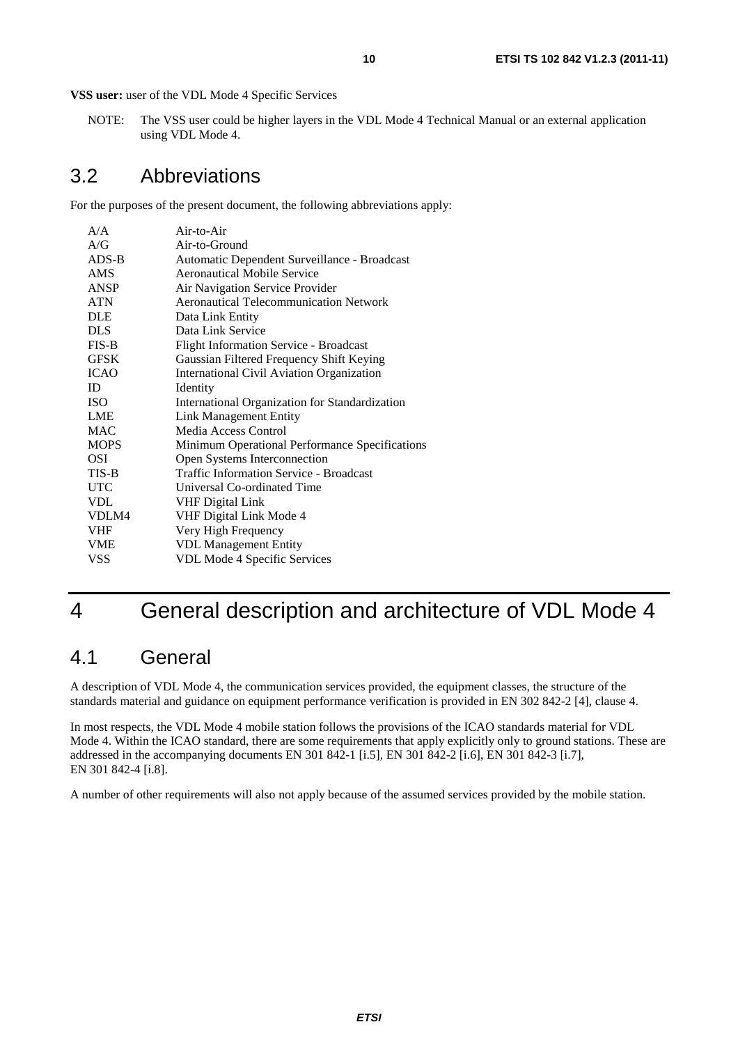**VSS user:** user of the VDL Mode 4 Specific Services

NOTE: The VSS user could be higher layers in the VDL Mode 4 Technical Manual or an external application using VDL Mode 4.

## 3.2 Abbreviations

For the purposes of the present document, the following abbreviations apply:

| | |
|---|---|
| A/A | Air-to-Air |
| A/G | Air-to-Ground |
| ADS-B | Automatic Dependent Surveillance - Broadcast |
| AMS | Aeronautical Mobile Service |
| ANSP | Air Navigation Service Provider |
| ATN | Aeronautical Telecommunication Network |
| DLE | Data Link Entity |
| DLS | Data Link Service |
| FIS-B | Flight Information Service - Broadcast |
| GFSK | Gaussian Filtered Frequency Shift Keying |
| ICAO | International Civil Aviation Organization |
| ID | Identity |
| ISO | International Organization for Standardization |
| LME | Link Management Entity |
| MAC | Media Access Control |
| MOPS | Minimum Operational Performance Specifications |
| OSI | Open Systems Interconnection |
| TIS-B | Traffic Information Service - Broadcast |
| UTC | Universal Co-ordinated Time |
| VDL | VHF Digital Link |
| VDLM4 | VHF Digital Link Mode 4 |
| VHF | Very High Frequency |
| VME | VDL Management Entity |
| VSS | VDL Mode 4 Specific Services |

# 4 General description and architecture of VDL Mode 4

## 4.1 General

A description of VDL Mode 4, the communication services provided, the equipment classes, the structure of the standards material and guidance on equipment performance verification is provided in EN 302 842-2 [4], clause 4.

In most respects, the VDL Mode 4 mobile station follows the provisions of the ICAO standards material for VDL Mode 4. Within the ICAO standard, there are some requirements that apply explicitly only to ground stations. These are addressed in the accompanying documents EN 301 842-1 [i.5], EN 301 842-2 [i.6], EN 301 842-3 [i.7], EN 301 842-4 [i.8].

A number of other requirements will also not apply because of the assumed services provided by the mobile station.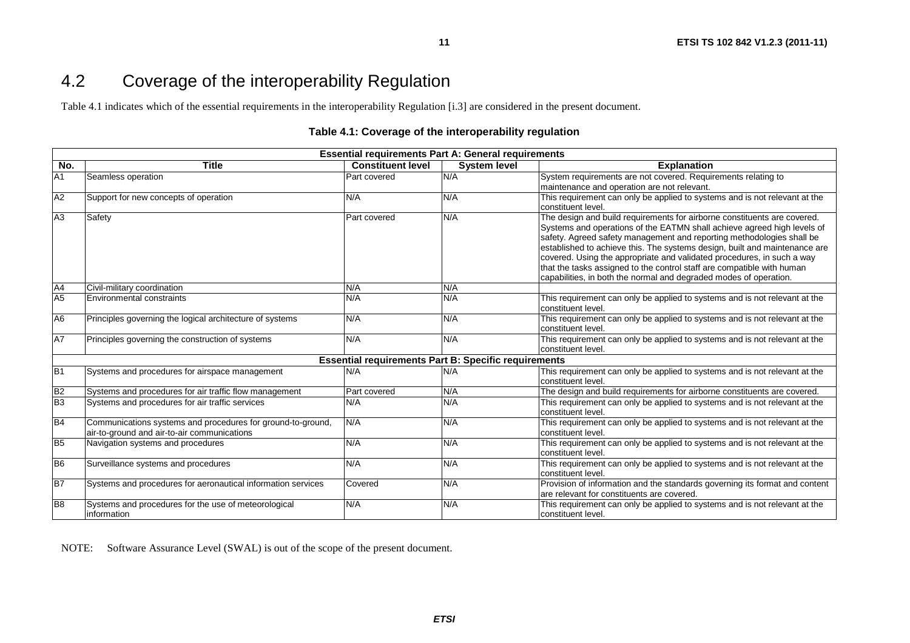## 4.2 Coverage of the interoperability Regulation

Table 4.1 indicates which of the essential requirements in the interoperability Regulation [i.3] are considered in the present document.

**Table 4.1: Coverage of the interoperability regulation**

| Essential requirements Part A: General requirements | | | | |
|---|---|---|---|---|
| **No.** | **Title** | **Constituent level** | **System level** | **Explanation** |
| A1 | Seamless operation | Part covered | N/A | System requirements are not covered. Requirements relating to maintenance and operation are not relevant. |
| A2 | Support for new concepts of operation | N/A | N/A | This requirement can only be applied to systems and is not relevant at the constituent level. |
| A3 | Safety | Part covered | N/A | The design and build requirements for airborne constituents are covered. Systems and operations of the EATMN shall achieve agreed high levels of safety. Agreed safety management and reporting methodologies shall be established to achieve this. The systems design, built and maintenance are covered. Using the appropriate and validated procedures, in such a way that the tasks assigned to the control staff are compatible with human capabilities, in both the normal and degraded modes of operation. |
| A4 | Civil-military coordination | N/A | N/A | |
| A5 | Environmental constraints | N/A | N/A | This requirement can only be applied to systems and is not relevant at the constituent level. |
| A6 | Principles governing the logical architecture of systems | N/A | N/A | This requirement can only be applied to systems and is not relevant at the constituent level. |
| A7 | Principles governing the construction of systems | N/A | N/A | This requirement can only be applied to systems and is not relevant at the constituent level. |
| **Essential requirements Part B: Specific requirements** | | | | |
| B1 | Systems and procedures for airspace management | N/A | N/A | This requirement can only be applied to systems and is not relevant at the constituent level. |
| B2 | Systems and procedures for air traffic flow management | Part covered | N/A | The design and build requirements for airborne constituents are covered. |
| B3 | Systems and procedures for air traffic services | N/A | N/A | This requirement can only be applied to systems and is not relevant at the constituent level. |
| B4 | Communications systems and procedures for ground-to-ground, air-to-ground and air-to-air communications | N/A | N/A | This requirement can only be applied to systems and is not relevant at the constituent level. |
| B5 | Navigation systems and procedures | N/A | N/A | This requirement can only be applied to systems and is not relevant at the constituent level. |
| B6 | Surveillance systems and procedures | N/A | N/A | This requirement can only be applied to systems and is not relevant at the constituent level. |
| B7 | Systems and procedures for aeronautical information services | Covered | N/A | Provision of information and the standards governing its format and content are relevant for constituents are covered. |
| B8 | Systems and procedures for the use of meteorological information | N/A | N/A | This requirement can only be applied to systems and is not relevant at the constituent level. |

NOTE: Software Assurance Level (SWAL) is out of the scope of the present document.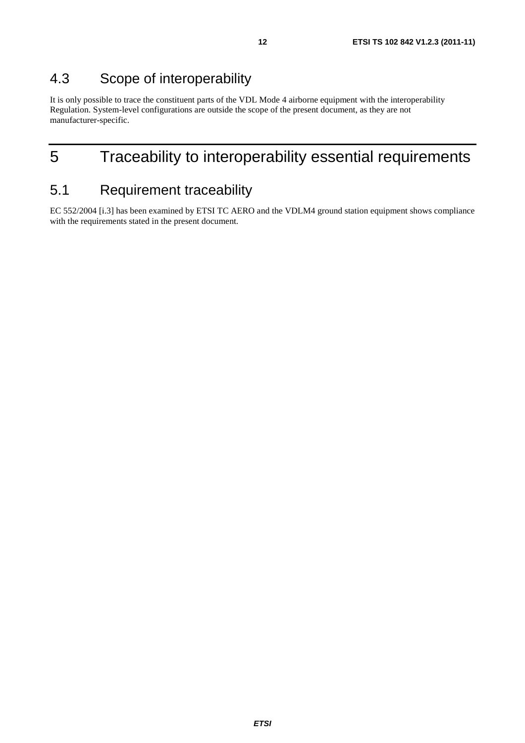## 4.3 Scope of interoperability

It is only possible to trace the constituent parts of the VDL Mode 4 airborne equipment with the interoperability Regulation. System-level configurations are outside the scope of the present document, as they are not manufacturer-specific.

# 5 Traceability to interoperability essential requirements

## 5.1 Requirement traceability

EC 552/2004 [i.3] has been examined by ETSI TC AERO and the VDLM4 ground station equipment shows compliance with the requirements stated in the present document.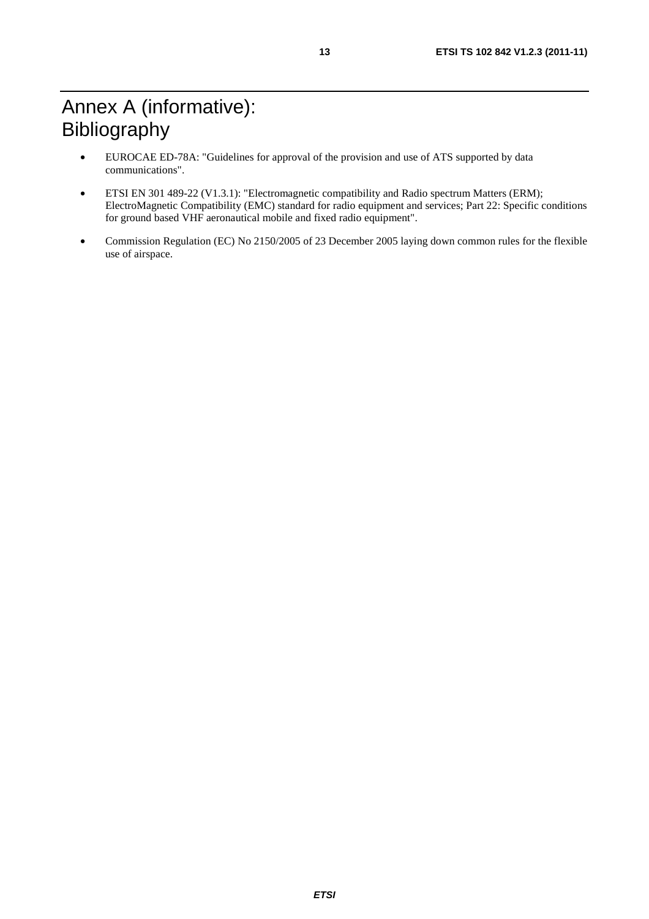# Annex A (informative): Bibliography

- EUROCAE ED-78A: "Guidelines for approval of the provision and use of ATS supported by data communications".
- ETSI EN 301 489-22 (V1.3.1): "Electromagnetic compatibility and Radio spectrum Matters (ERM); ElectroMagnetic Compatibility (EMC) standard for radio equipment and services; Part 22: Specific conditions for ground based VHF aeronautical mobile and fixed radio equipment".
- Commission Regulation (EC) No 2150/2005 of 23 December 2005 laying down common rules for the flexible use of airspace.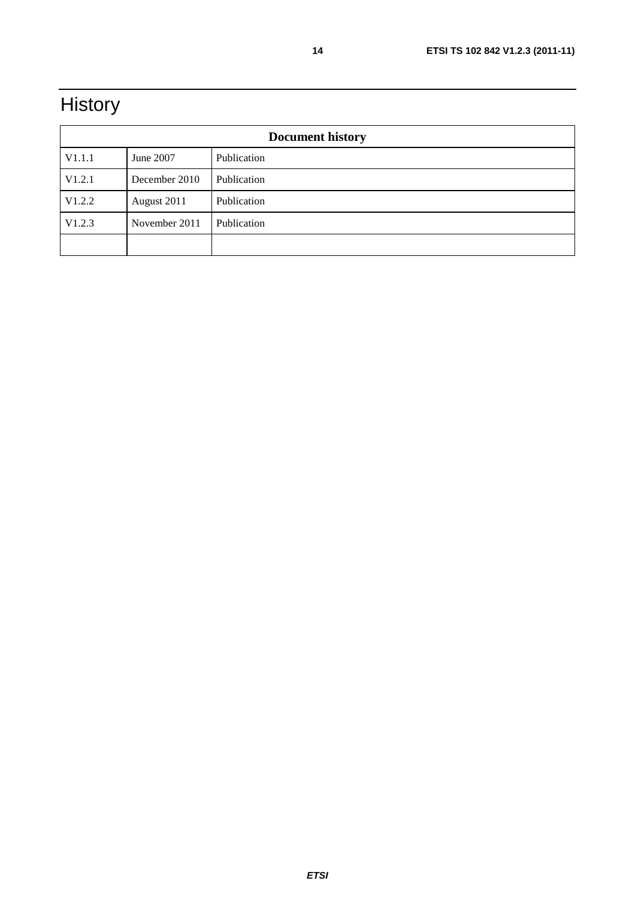# History

| Document history | | |
|---|---|---|
| V1.1.1 | June 2007 | Publication |
| V1.2.1 | December 2010 | Publication |
| V1.2.2 | August 2011 | Publication |
| V1.2.3 | November 2011 | Publication |
| | | |